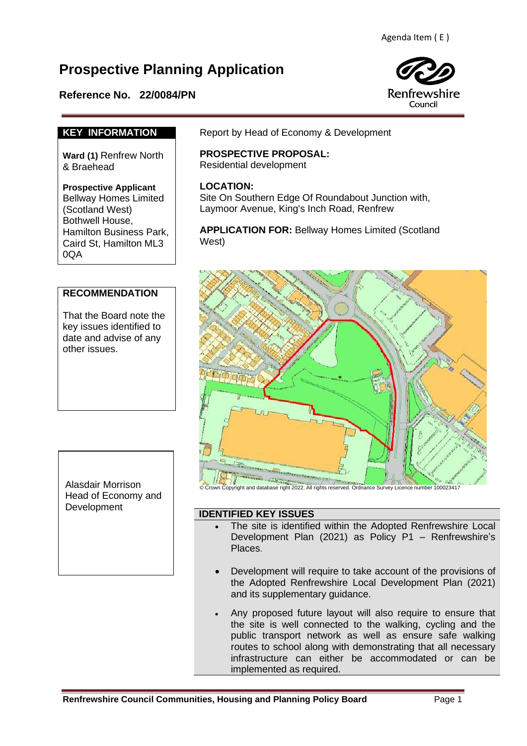Agenda Item ( E )

# Prospective Planning Application

## Reference No. 22/0084/PN

Renfrewshire Council

### KEY INFORMATION

**Ward (1)** Renfrew North & Braehead

**Prospective Applicant**
Bellway Homes Limited (Scotland West)
Bothwell House,
Hamilton Business Park,
Caird St, Hamilton ML3 0QA

### RECOMMENDATION

That the Board note the key issues identified to date and advise of any other issues.

Alasdair Morrison
Head of Economy and Development

Report by Head of Economy & Development

**PROSPECTIVE PROPOSAL:**
Residential development

**LOCATION:**
Site On Southern Edge Of Roundabout Junction with, Laymoor Avenue, King's Inch Road, Renfrew

**APPLICATION FOR:** Bellway Homes Limited (Scotland West)

© Crown Copyright and database right 2022. All rights reserved. Ordnance Survey Licence number 100023417

### IDENTIFIED KEY ISSUES

- The site is identified within the Adopted Renfrewshire Local Development Plan (2021) as Policy P1 – Renfrewshire's Places.
- Development will require to take account of the provisions of the Adopted Renfrewshire Local Development Plan (2021) and its supplementary guidance.
- Any proposed future layout will also require to ensure that the site is well connected to the walking, cycling and the public transport network as well as ensure safe walking routes to school along with demonstrating that all necessary infrastructure can either be accommodated or can be implemented as required.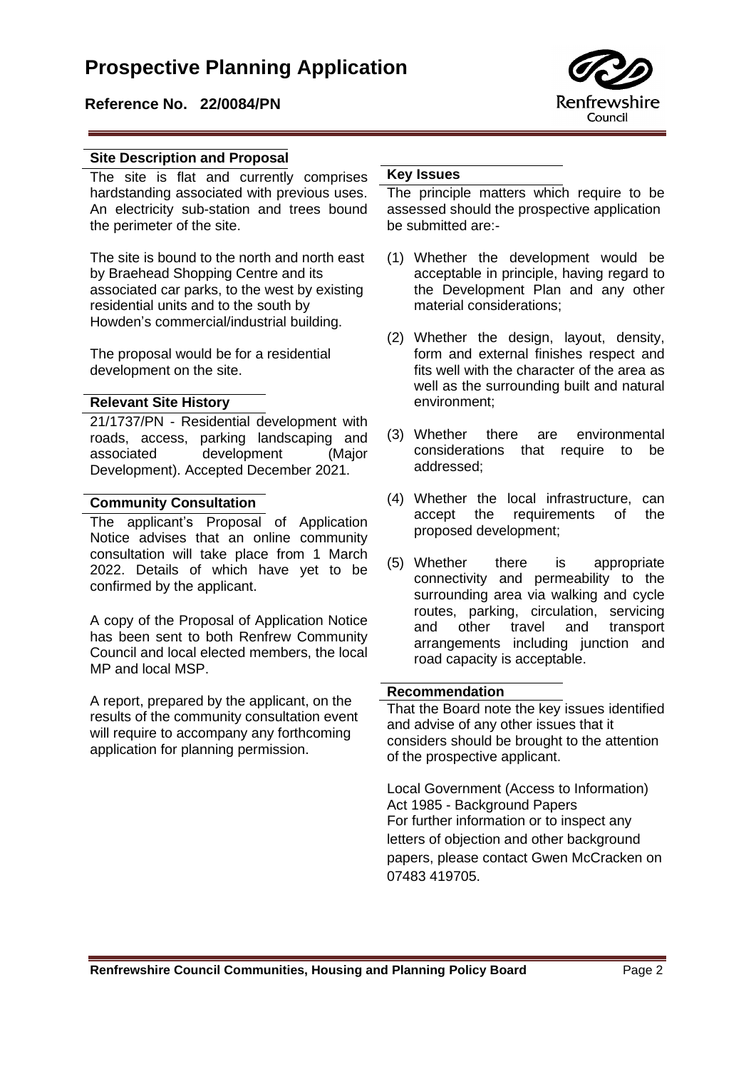# Prospective Planning Application

**Reference No. 22/0084/PN**

## Site Description and Proposal

The site is flat and currently comprises hardstanding associated with previous uses. An electricity sub-station and trees bound the perimeter of the site.

The site is bound to the north and north east by Braehead Shopping Centre and its associated car parks, to the west by existing residential units and to the south by Howden's commercial/industrial building.

The proposal would be for a residential development on the site.

## Relevant Site History

21/1737/PN - Residential development with roads, access, parking landscaping and associated development (Major Development). Accepted December 2021.

## Community Consultation

The applicant's Proposal of Application Notice advises that an online community consultation will take place from 1 March 2022. Details of which have yet to be confirmed by the applicant.

A copy of the Proposal of Application Notice has been sent to both Renfrew Community Council and local elected members, the local MP and local MSP.

A report, prepared by the applicant, on the results of the community consultation event will require to accompany any forthcoming application for planning permission.

## Key Issues

The principle matters which require to be assessed should the prospective application be submitted are:-

(1) Whether the development would be acceptable in principle, having regard to the Development Plan and any other material considerations;

(2) Whether the design, layout, density, form and external finishes respect and fits well with the character of the area as well as the surrounding built and natural environment;

(3) Whether there are environmental considerations that require to be addressed;

(4) Whether the local infrastructure, can accept the requirements of the proposed development;

(5) Whether there is appropriate connectivity and permeability to the surrounding area via walking and cycle routes, parking, circulation, servicing and other travel and transport arrangements including junction and road capacity is acceptable.

## Recommendation

That the Board note the key issues identified and advise of any other issues that it considers should be brought to the attention of the prospective applicant.

Local Government (Access to Information) Act 1985 - Background Papers
For further information or to inspect any letters of objection and other background papers, please contact Gwen McCracken on 07483 419705.